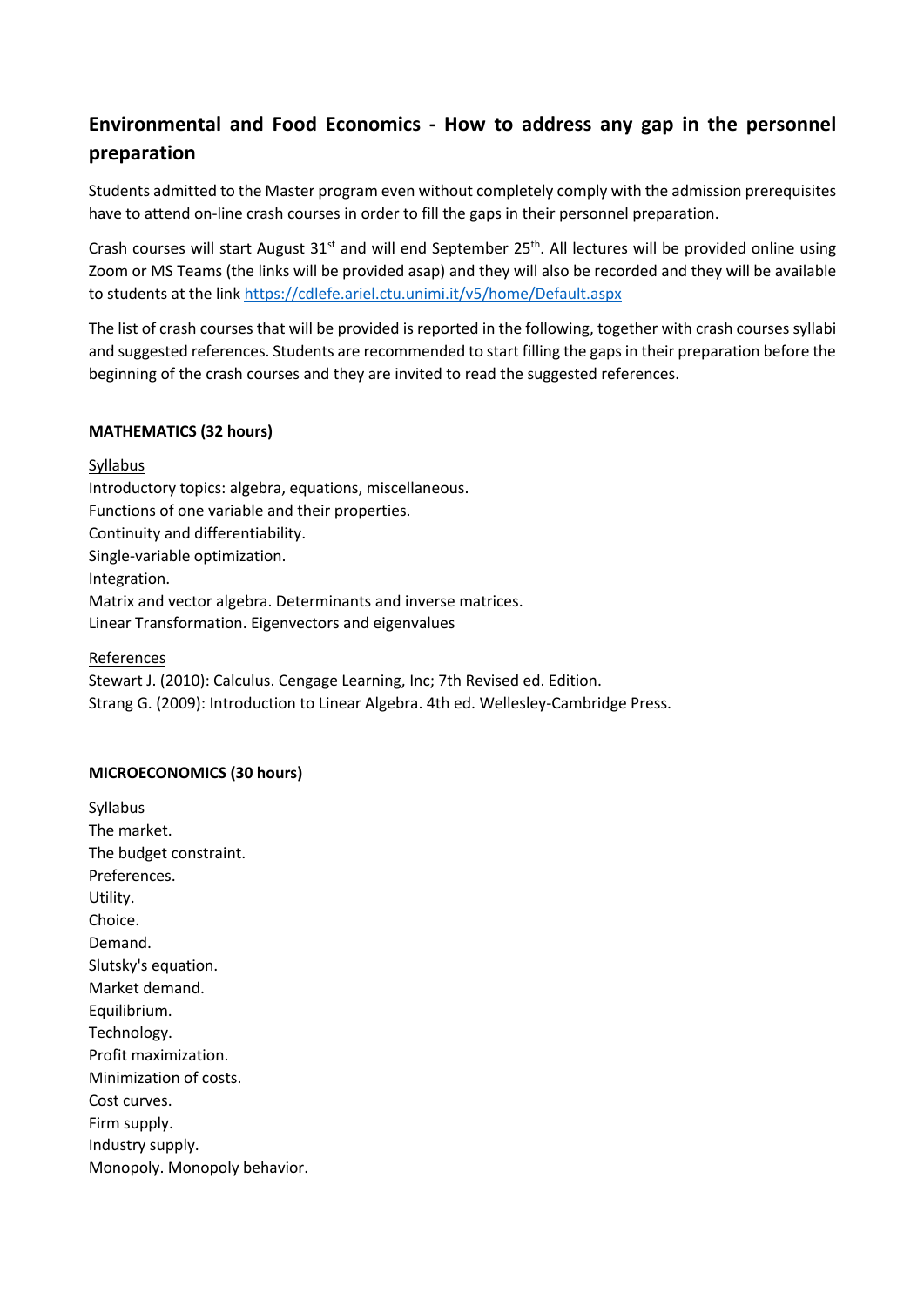# Environmental and Food Economics - How to address any gap in the personnel preparation

Students admitted to the Master program even without completely comply with the admission prerequisites have to attend on-line crash courses in order to fill the gaps in their personnel preparation.

Crash courses will start August 31st and will end September 25th. All lectures will be provided online using Zoom or MS Teams (the links will be provided asap) and they will also be recorded and they will be available to students at the link https://cdlefe.ariel.ctu.unimi.it/v5/home/Default.aspx

The list of crash courses that will be provided is reported in the following, together with crash courses syllabi and suggested references. Students are recommended to start filling the gaps in their preparation before the beginning of the crash courses and they are invited to read the suggested references.

**MATHEMATICS (32 hours)**

Syllabus

Introductory topics: algebra, equations, miscellaneous.
Functions of one variable and their properties.
Continuity and differentiability.
Single-variable optimization.
Integration.
Matrix and vector algebra. Determinants and inverse matrices.
Linear Transformation. Eigenvectors and eigenvalues

References

Stewart J. (2010): Calculus. Cengage Learning, Inc; 7th Revised ed. Edition.
Strang G. (2009): Introduction to Linear Algebra. 4th ed. Wellesley-Cambridge Press.

**MICROECONOMICS (30 hours)**

Syllabus

The market.
The budget constraint.
Preferences.
Utility.
Choice.
Demand.
Slutsky's equation.
Market demand.
Equilibrium.
Technology.
Profit maximization.
Minimization of costs.
Cost curves.
Firm supply.
Industry supply.
Monopoly. Monopoly behavior.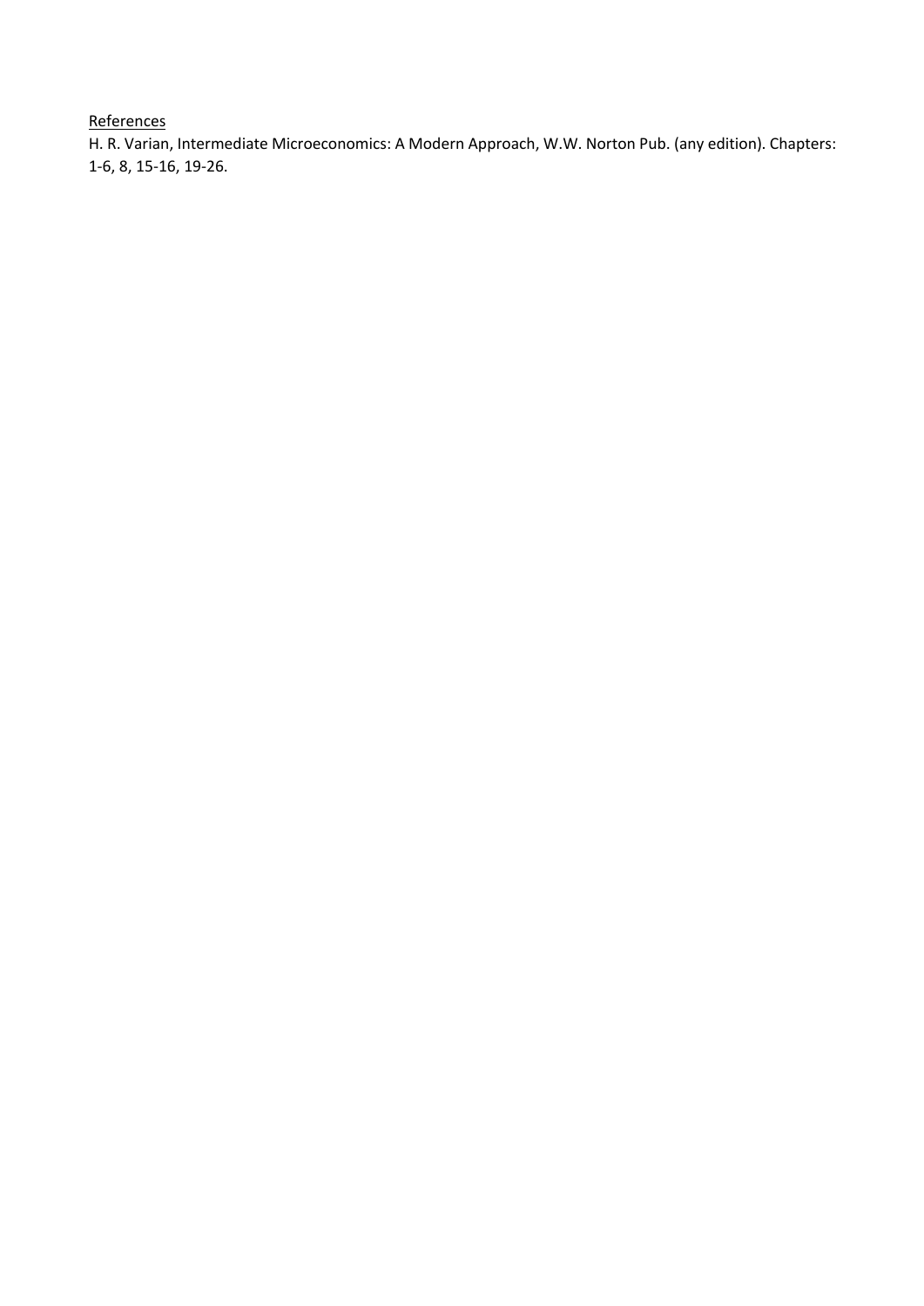References

H. R. Varian, Intermediate Microeconomics: A Modern Approach, W.W. Norton Pub. (any edition). Chapters: 1-6, 8, 15-16, 19-26.